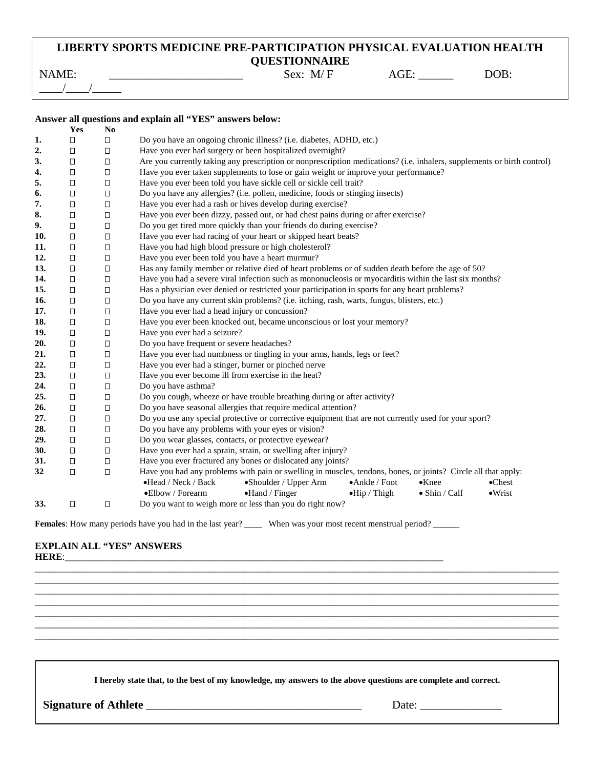# LIBERTY SPORTS MEDICINE PRE-PARTICIPATION PHYSICAL EVALUATION HEALTH QUESTIONNAIRE

NAME: ______________________ Sex: M/ F AGE: ______ DOB: ____/____/_____

**Answer all questions and explain all "YES" answers below:**

| | Yes | No | |
|---|---|---|---|
| **1.** | ☐ | ☐ | Do you have an ongoing chronic illness? (i.e. diabetes, ADHD, etc.) |
| **2.** | ☐ | ☐ | Have you ever had surgery or been hospitalized overnight? |
| **3.** | ☐ | ☐ | Are you currently taking any prescription or nonprescription medications? (i.e. inhalers, supplements or birth control) |
| **4.** | ☐ | ☐ | Have you ever taken supplements to lose or gain weight or improve your performance? |
| **5.** | ☐ | ☐ | Have you ever been told you have sickle cell or sickle cell trait? |
| **6.** | ☐ | ☐ | Do you have any allergies? (i.e. pollen, medicine, foods or stinging insects) |
| **7.** | ☐ | ☐ | Have you ever had a rash or hives develop during exercise? |
| **8.** | ☐ | ☐ | Have you ever been dizzy, passed out, or had chest pains during or after exercise? |
| **9.** | ☐ | ☐ | Do you get tired more quickly than your friends do during exercise? |
| **10.** | ☐ | ☐ | Have you ever had racing of your heart or skipped heart beats? |
| **11.** | ☐ | ☐ | Have you had high blood pressure or high cholesterol? |
| **12.** | ☐ | ☐ | Have you ever been told you have a heart murmur? |
| **13.** | ☐ | ☐ | Has any family member or relative died of heart problems or of sudden death before the age of 50? |
| **14.** | ☐ | ☐ | Have you had a severe viral infection such as mononucleosis or myocarditis within the last six months? |
| **15.** | ☐ | ☐ | Has a physician ever denied or restricted your participation in sports for any heart problems? |
| **16.** | ☐ | ☐ | Do you have any current skin problems? (i.e. itching, rash, warts, fungus, blisters, etc.) |
| **17.** | ☐ | ☐ | Have you ever had a head injury or concussion? |
| **18.** | ☐ | ☐ | Have you ever been knocked out, became unconscious or lost your memory? |
| **19.** | ☐ | ☐ | Have you ever had a seizure? |
| **20.** | ☐ | ☐ | Do you have frequent or severe headaches? |
| **21.** | ☐ | ☐ | Have you ever had numbness or tingling in your arms, hands, legs or feet? |
| **22.** | ☐ | ☐ | Have you ever had a stinger, burner or pinched nerve |
| **23.** | ☐ | ☐ | Have you ever become ill from exercise in the heat? |
| **24.** | ☐ | ☐ | Do you have asthma? |
| **25.** | ☐ | ☐ | Do you cough, wheeze or have trouble breathing during or after activity? |
| **26.** | ☐ | ☐ | Do you have seasonal allergies that require medical attention? |
| **27.** | ☐ | ☐ | Do you use any special protective or corrective equipment that are not currently used for your sport? |
| **28.** | ☐ | ☐ | Do you have any problems with your eyes or vision? |
| **29.** | ☐ | ☐ | Do you wear glasses, contacts, or protective eyewear? |
| **30.** | ☐ | ☐ | Have you ever had a sprain, strain, or swelling after injury? |
| **31.** | ☐ | ☐ | Have you ever fractured any bones or dislocated any joints? |
| **32** | ☐ | ☐ | Have you had any problems with pain or swelling in muscles, tendons, bones, or joints? Circle all that apply: •Head / Neck / Back •Shoulder / Upper Arm •Ankle / Foot •Knee •Chest •Elbow / Forearm •Hand / Finger •Hip / Thigh • Shin / Calf •Wrist |
| **33.** | ☐ | ☐ | Do you want to weigh more or less than you do right now? |

**Females**: How many periods have you had in the last year? ____ When was your most recent menstrual period? ______

**EXPLAIN ALL "YES" ANSWERS HERE**:_______________________________________________________________________________

_______________________________________________________________________________________________________

_______________________________________________________________________________________________________

_______________________________________________________________________________________________________

_______________________________________________________________________________________________________

_______________________________________________________________________________________________________

_______________________________________________________________________________________________________

_______________________________________________________________________________________________________

**I hereby state that, to the best of my knowledge, my answers to the above questions are complete and correct.**

**Signature of Athlete** ____________________________________ Date: ______________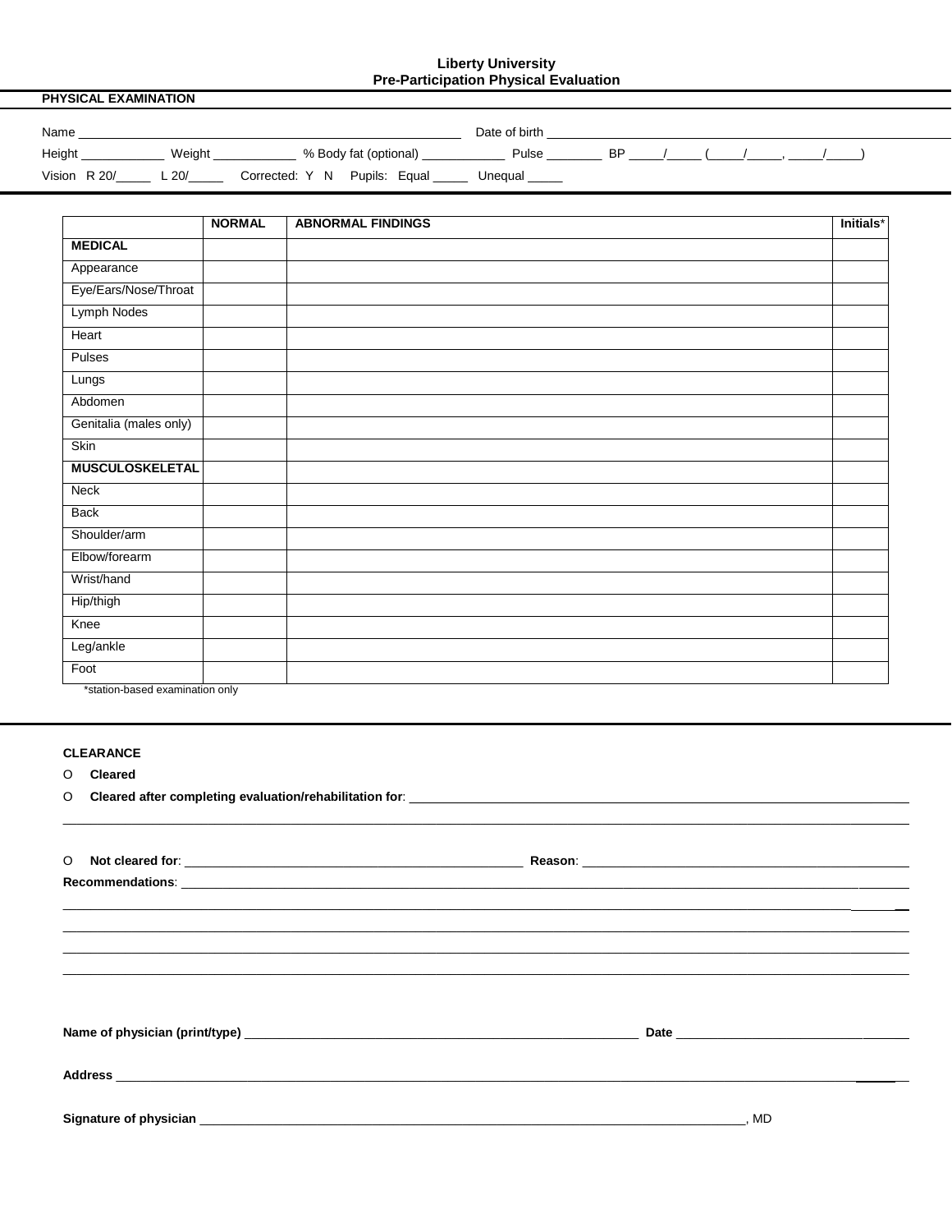**Liberty University**
**Pre-Participation Physical Evaluation**

**PHYSICAL EXAMINATION**

Name ______________________________________________ Date of birth ______________________________________________

Height ___________ Weight ___________ % Body fat (optional) ___________ Pulse ________ BP ____/____ (____/____, ____/____)

Vision R 20/_____ L 20/_____ Corrected: Y N Pupils: Equal _____ Unequal _____

| | NORMAL | ABNORMAL FINDINGS | Initials* |
|---|---|---|---|
| **MEDICAL** | | | |
| Appearance | | | |
| Eye/Ears/Nose/Throat | | | |
| Lymph Nodes | | | |
| Heart | | | |
| Pulses | | | |
| Lungs | | | |
| Abdomen | | | |
| Genitalia (males only) | | | |
| Skin | | | |
| **MUSCULOSKELETAL** | | | |
| Neck | | | |
| Back | | | |
| Shoulder/arm | | | |
| Elbow/forearm | | | |
| Wrist/hand | | | |
| Hip/thigh | | | |
| Knee | | | |
| Leg/ankle | | | |
| Foot | | | |

*station-based examination only

**CLEARANCE**

O **Cleared**

O **Cleared after completing evaluation/rehabilitation for**: ____________________________________________

____________________________________________________________________________________________

O **Not cleared for**: ______________________________ **Reason**: ______________________________

**Recommendations**: ____________________________________________________________________________

____________________________________________________________________________________________

____________________________________________________________________________________________

____________________________________________________________________________________________

____________________________________________________________________________________________

**Name of physician (print/type)** ______________________________________ **Date** ____________________

**Address** ___________________________________________________________________________________

**Signature of physician** ____________________________________________________________, MD